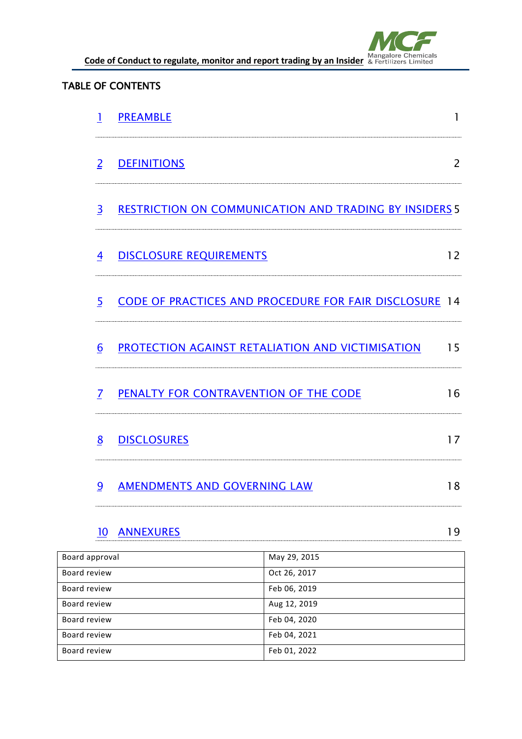## TABLE OF CONTENTS

| | | |
|---|---|---|
| 1 | PREAMBLE | 1 |
| 2 | DEFINITIONS | 2 |
| 3 | RESTRICTION ON COMMUNICATION AND TRADING BY INSIDERS | 5 |
| 4 | DISCLOSURE REQUIREMENTS | 12 |
| 5 | CODE OF PRACTICES AND PROCEDURE FOR FAIR DISCLOSURE | 14 |
| 6 | PROTECTION AGAINST RETALIATION AND VICTIMISATION | 15 |
| 7 | PENALTY FOR CONTRAVENTION OF THE CODE | 16 |
| 8 | DISCLOSURES | 17 |
| 9 | AMENDMENTS AND GOVERNING LAW | 18 |
| 10 | ANNEXURES | 19 |

| | |
|---|---|
| Board approval | May 29, 2015 |
| Board review | Oct 26, 2017 |
| Board review | Feb 06, 2019 |
| Board review | Aug 12, 2019 |
| Board review | Feb 04, 2020 |
| Board review | Feb 04, 2021 |
| Board review | Feb 01, 2022 |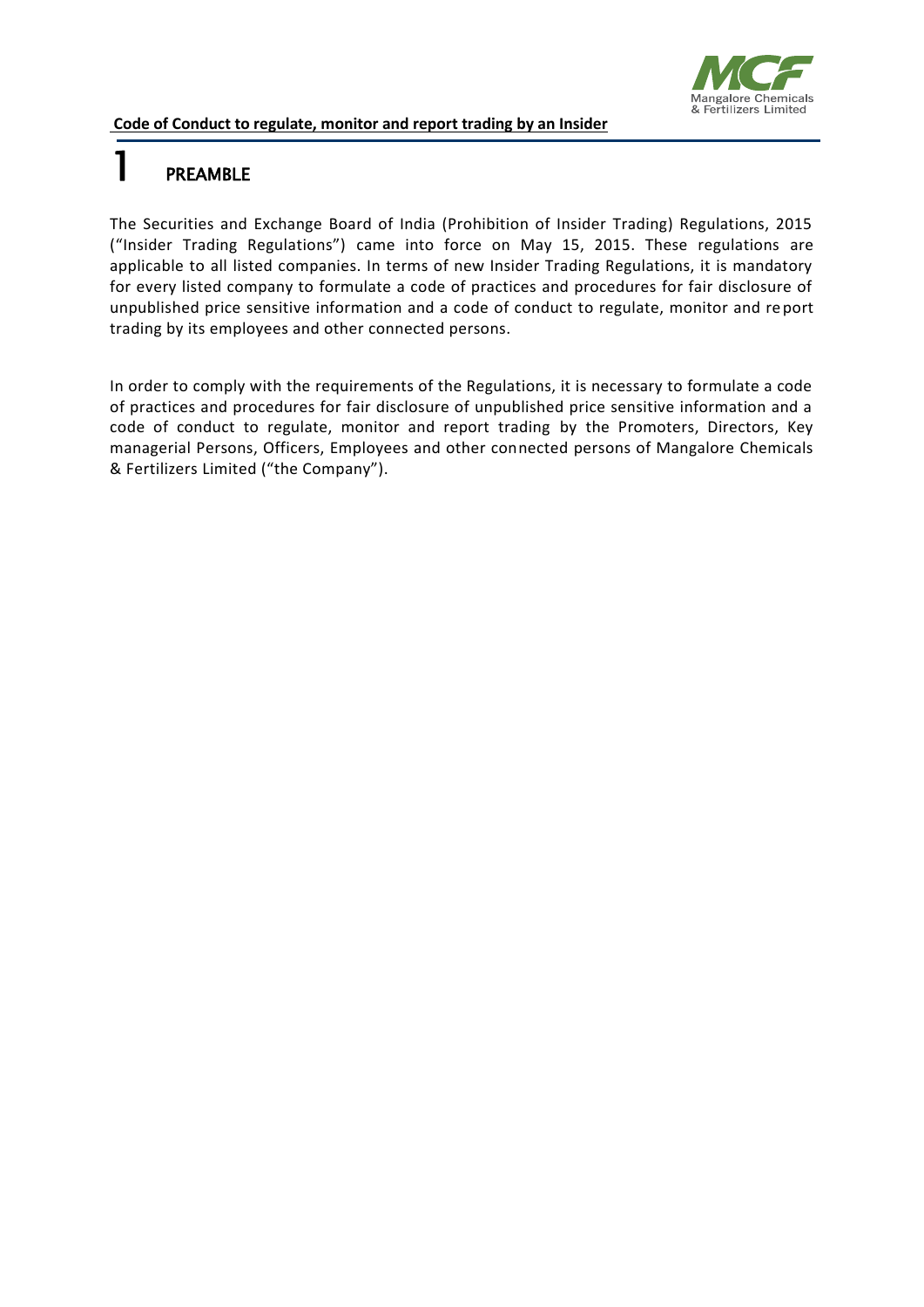# 1 PREAMBLE

The Securities and Exchange Board of India (Prohibition of Insider Trading) Regulations, 2015 ("Insider Trading Regulations") came into force on May 15, 2015. These regulations are applicable to all listed companies. In terms of new Insider Trading Regulations, it is mandatory for every listed company to formulate a code of practices and procedures for fair disclosure of unpublished price sensitive information and a code of conduct to regulate, monitor and report trading by its employees and other connected persons.

In order to comply with the requirements of the Regulations, it is necessary to formulate a code of practices and procedures for fair disclosure of unpublished price sensitive information and a code of conduct to regulate, monitor and report trading by the Promoters, Directors, Key managerial Persons, Officers, Employees and other connected persons of Mangalore Chemicals & Fertilizers Limited ("the Company").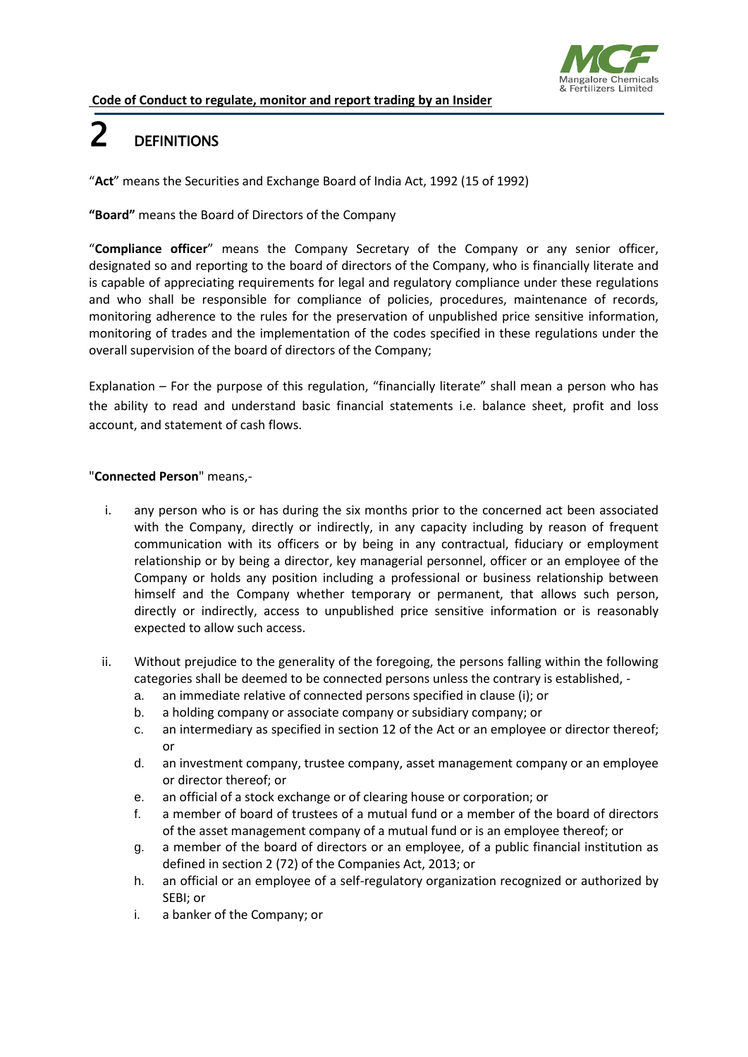# 2 DEFINITIONS

"**Act**" means the Securities and Exchange Board of India Act, 1992 (15 of 1992)

**"Board"** means the Board of Directors of the Company

"**Compliance officer**" means the Company Secretary of the Company or any senior officer, designated so and reporting to the board of directors of the Company, who is financially literate and is capable of appreciating requirements for legal and regulatory compliance under these regulations and who shall be responsible for compliance of policies, procedures, maintenance of records, monitoring adherence to the rules for the preservation of unpublished price sensitive information, monitoring of trades and the implementation of the codes specified in these regulations under the overall supervision of the board of directors of the Company;

Explanation – For the purpose of this regulation, "financially literate" shall mean a person who has the ability to read and understand basic financial statements i.e. balance sheet, profit and loss account, and statement of cash flows.

"**Connected Person**" means,-

i. any person who is or has during the six months prior to the concerned act been associated with the Company, directly or indirectly, in any capacity including by reason of frequent communication with its officers or by being in any contractual, fiduciary or employment relationship or by being a director, key managerial personnel, officer or an employee of the Company or holds any position including a professional or business relationship between himself and the Company whether temporary or permanent, that allows such person, directly or indirectly, access to unpublished price sensitive information or is reasonably expected to allow such access.

ii. Without prejudice to the generality of the foregoing, the persons falling within the following categories shall be deemed to be connected persons unless the contrary is established, -
   a. an immediate relative of connected persons specified in clause (i); or
   b. a holding company or associate company or subsidiary company; or
   c. an intermediary as specified in section 12 of the Act or an employee or director thereof; or
   d. an investment company, trustee company, asset management company or an employee or director thereof; or
   e. an official of a stock exchange or of clearing house or corporation; or
   f. a member of board of trustees of a mutual fund or a member of the board of directors of the asset management company of a mutual fund or is an employee thereof; or
   g. a member of the board of directors or an employee, of a public financial institution as defined in section 2 (72) of the Companies Act, 2013; or
   h. an official or an employee of a self-regulatory organization recognized or authorized by SEBI; or
   i. a banker of the Company; or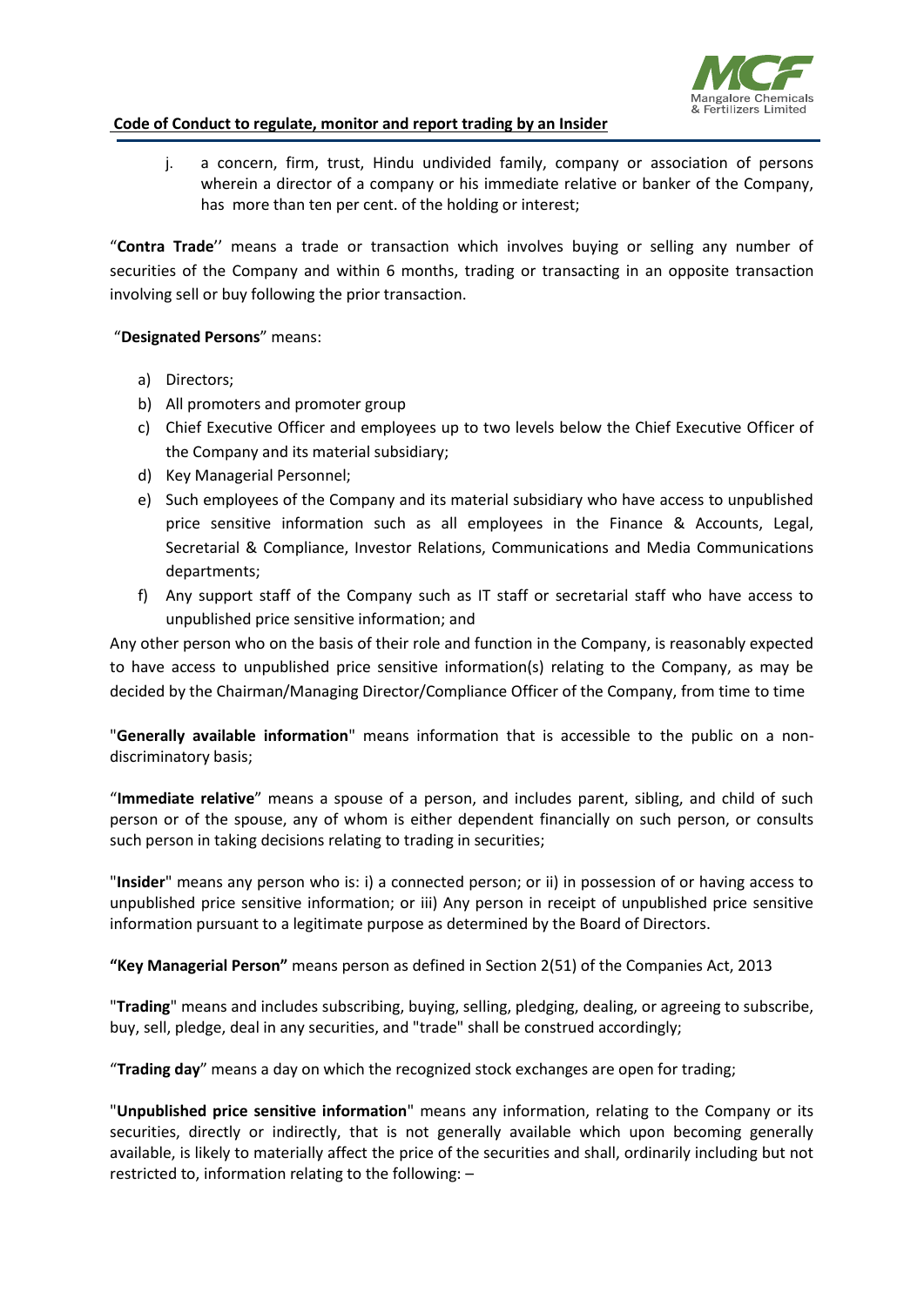j. a concern, firm, trust, Hindu undivided family, company or association of persons wherein a director of a company or his immediate relative or banker of the Company, has more than ten per cent. of the holding or interest;

"**Contra Trade**'' means a trade or transaction which involves buying or selling any number of securities of the Company and within 6 months, trading or transacting in an opposite transaction involving sell or buy following the prior transaction.

"**Designated Persons**" means:

a) Directors;
b) All promoters and promoter group
c) Chief Executive Officer and employees up to two levels below the Chief Executive Officer of the Company and its material subsidiary;
d) Key Managerial Personnel;
e) Such employees of the Company and its material subsidiary who have access to unpublished price sensitive information such as all employees in the Finance & Accounts, Legal, Secretarial & Compliance, Investor Relations, Communications and Media Communications departments;
f) Any support staff of the Company such as IT staff or secretarial staff who have access to unpublished price sensitive information; and

Any other person who on the basis of their role and function in the Company, is reasonably expected to have access to unpublished price sensitive information(s) relating to the Company, as may be decided by the Chairman/Managing Director/Compliance Officer of the Company, from time to time

"**Generally available information**" means information that is accessible to the public on a non-discriminatory basis;

"**Immediate relative**" means a spouse of a person, and includes parent, sibling, and child of such person or of the spouse, any of whom is either dependent financially on such person, or consults such person in taking decisions relating to trading in securities;

"**Insider**" means any person who is: i) a connected person; or ii) in possession of or having access to unpublished price sensitive information; or iii) Any person in receipt of unpublished price sensitive information pursuant to a legitimate purpose as determined by the Board of Directors.

**"Key Managerial Person"** means person as defined in Section 2(51) of the Companies Act, 2013

"**Trading**" means and includes subscribing, buying, selling, pledging, dealing, or agreeing to subscribe, buy, sell, pledge, deal in any securities, and "trade" shall be construed accordingly;

"**Trading day**" means a day on which the recognized stock exchanges are open for trading;

"**Unpublished price sensitive information**" means any information, relating to the Company or its securities, directly or indirectly, that is not generally available which upon becoming generally available, is likely to materially affect the price of the securities and shall, ordinarily including but not restricted to, information relating to the following: –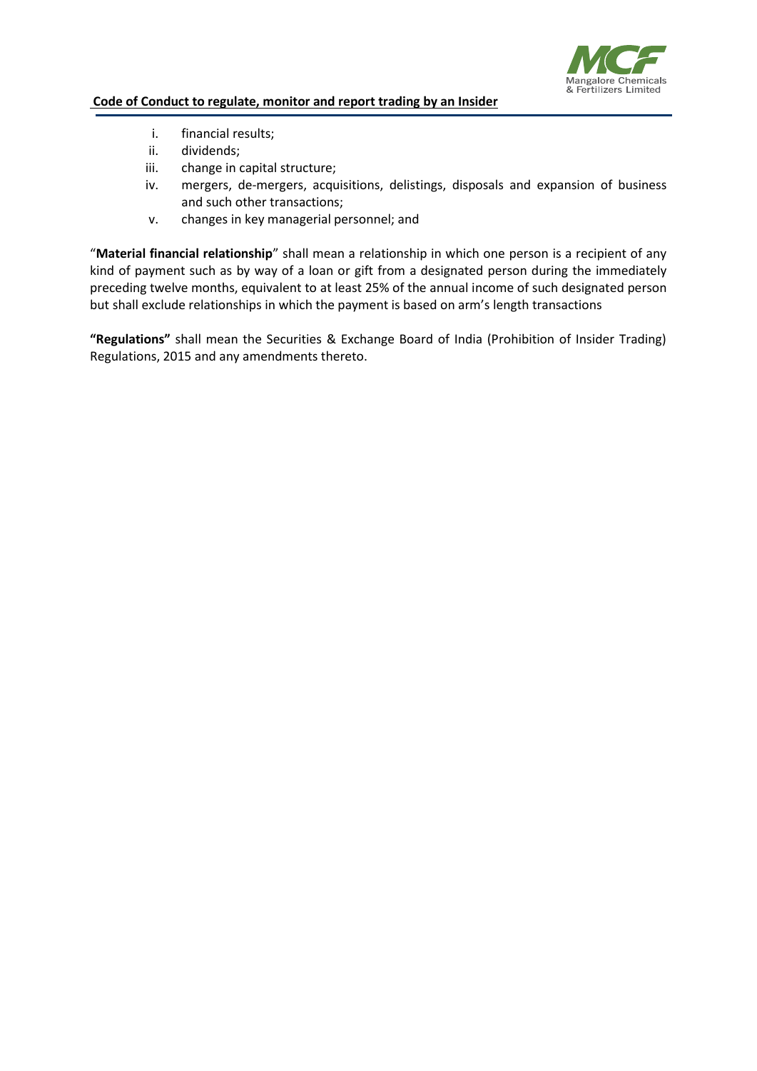i. financial results;
ii. dividends;
iii. change in capital structure;
iv. mergers, de-mergers, acquisitions, delistings, disposals and expansion of business and such other transactions;
v. changes in key managerial personnel; and

"**Material financial relationship**" shall mean a relationship in which one person is a recipient of any kind of payment such as by way of a loan or gift from a designated person during the immediately preceding twelve months, equivalent to at least 25% of the annual income of such designated person but shall exclude relationships in which the payment is based on arm's length transactions

**"Regulations"** shall mean the Securities & Exchange Board of India (Prohibition of Insider Trading) Regulations, 2015 and any amendments thereto.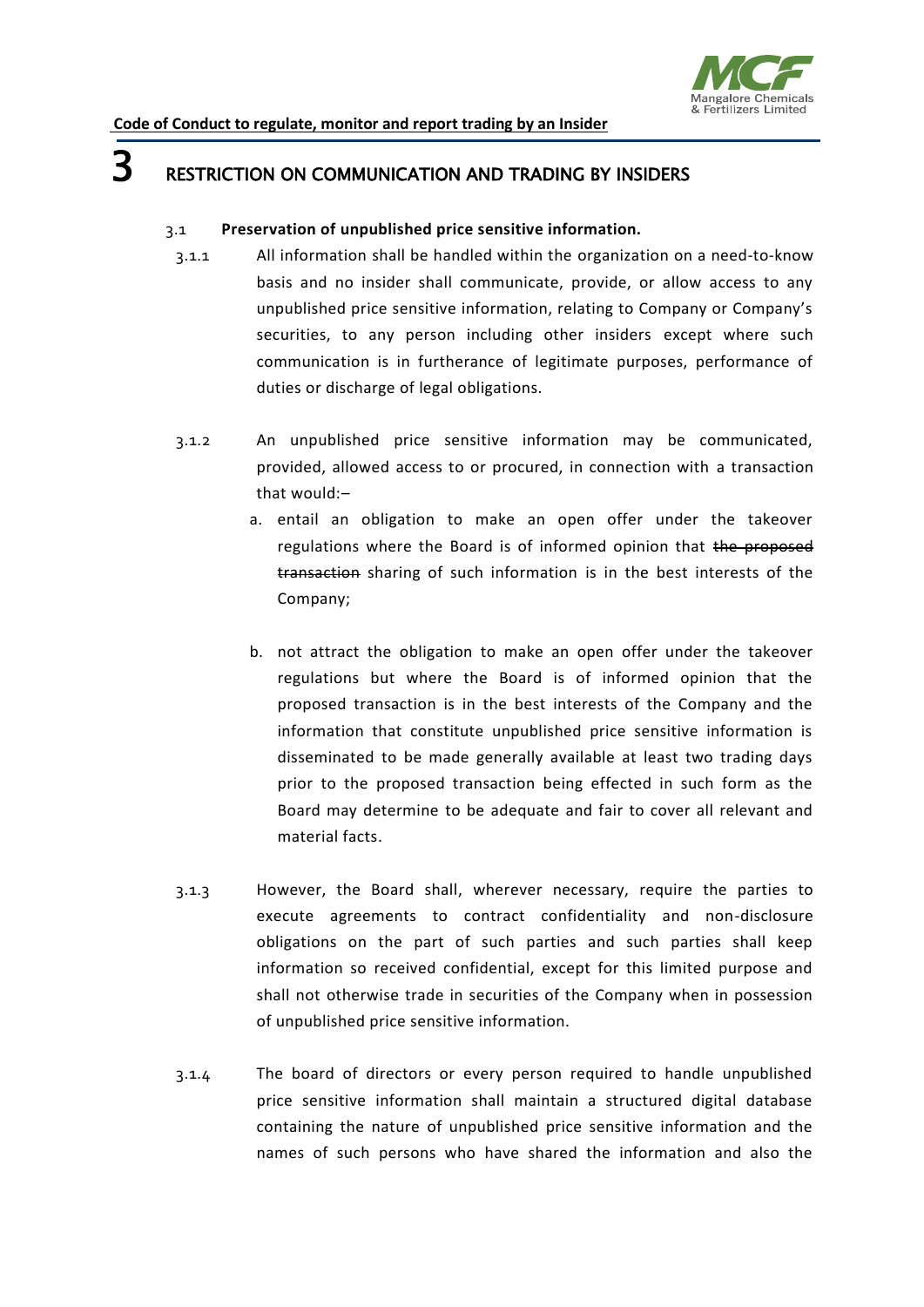# 3 RESTRICTION ON COMMUNICATION AND TRADING BY INSIDERS

3.1 **Preservation of unpublished price sensitive information.**

3.1.1 All information shall be handled within the organization on a need-to-know basis and no insider shall communicate, provide, or allow access to any unpublished price sensitive information, relating to Company or Company's securities, to any person including other insiders except where such communication is in furtherance of legitimate purposes, performance of duties or discharge of legal obligations.

3.1.2 An unpublished price sensitive information may be communicated, provided, allowed access to or procured, in connection with a transaction that would:–

a. entail an obligation to make an open offer under the takeover regulations where the Board is of informed opinion that ~~the proposed transaction~~ sharing of such information is in the best interests of the Company;

b. not attract the obligation to make an open offer under the takeover regulations but where the Board is of informed opinion that the proposed transaction is in the best interests of the Company and the information that constitute unpublished price sensitive information is disseminated to be made generally available at least two trading days prior to the proposed transaction being effected in such form as the Board may determine to be adequate and fair to cover all relevant and material facts.

3.1.3 However, the Board shall, wherever necessary, require the parties to execute agreements to contract confidentiality and non-disclosure obligations on the part of such parties and such parties shall keep information so received confidential, except for this limited purpose and shall not otherwise trade in securities of the Company when in possession of unpublished price sensitive information.

3.1.4 The board of directors or every person required to handle unpublished price sensitive information shall maintain a structured digital database containing the nature of unpublished price sensitive information and the names of such persons who have shared the information and also the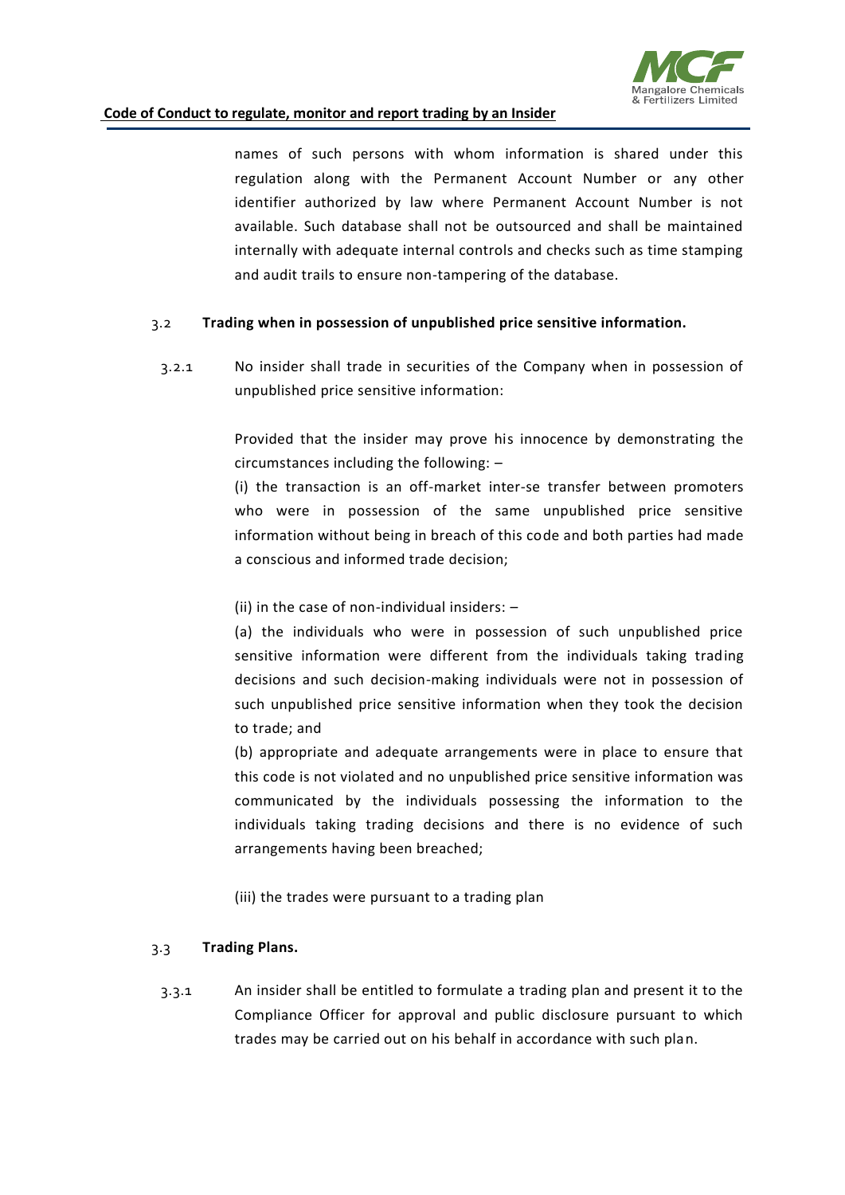names of such persons with whom information is shared under this regulation along with the Permanent Account Number or any other identifier authorized by law where Permanent Account Number is not available. Such database shall not be outsourced and shall be maintained internally with adequate internal controls and checks such as time stamping and audit trails to ensure non-tampering of the database.

3.2 **Trading when in possession of unpublished price sensitive information.**

3.2.1 No insider shall trade in securities of the Company when in possession of unpublished price sensitive information:

Provided that the insider may prove his innocence by demonstrating the circumstances including the following: –

(i) the transaction is an off-market inter-se transfer between promoters who were in possession of the same unpublished price sensitive information without being in breach of this code and both parties had made a conscious and informed trade decision;

(ii) in the case of non-individual insiders: –

(a) the individuals who were in possession of such unpublished price sensitive information were different from the individuals taking trading decisions and such decision-making individuals were not in possession of such unpublished price sensitive information when they took the decision to trade; and

(b) appropriate and adequate arrangements were in place to ensure that this code is not violated and no unpublished price sensitive information was communicated by the individuals possessing the information to the individuals taking trading decisions and there is no evidence of such arrangements having been breached;

(iii) the trades were pursuant to a trading plan

3.3 **Trading Plans.**

3.3.1 An insider shall be entitled to formulate a trading plan and present it to the Compliance Officer for approval and public disclosure pursuant to which trades may be carried out on his behalf in accordance with such plan.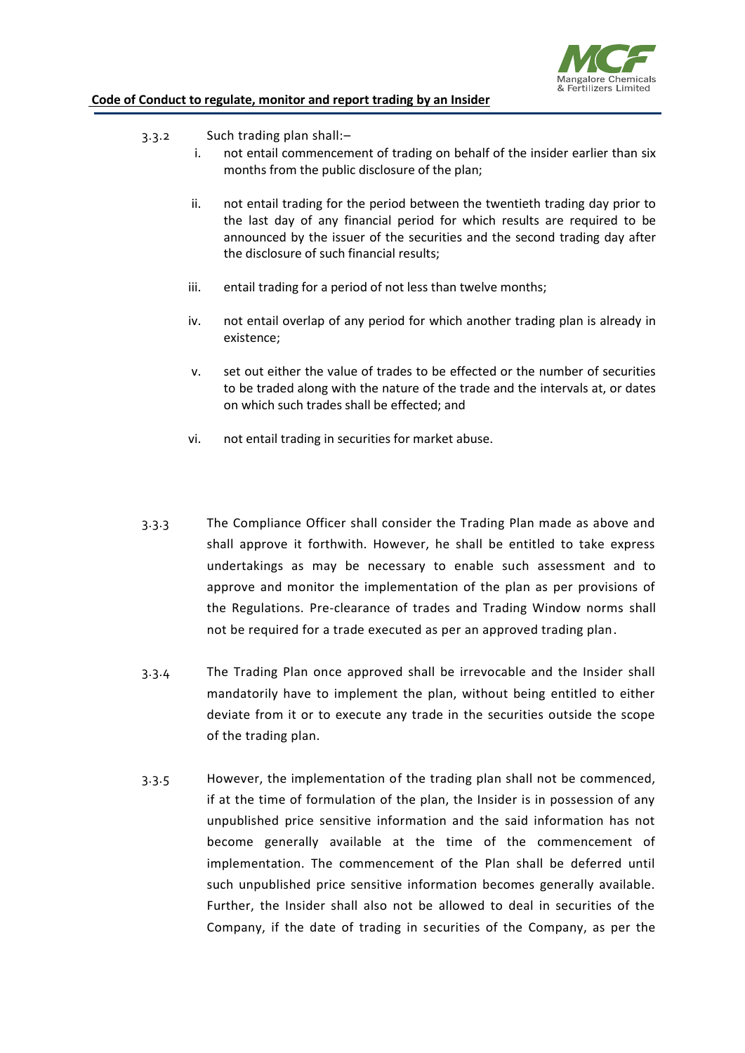3.3.2 Such trading plan shall:–

i. not entail commencement of trading on behalf of the insider earlier than six months from the public disclosure of the plan;

ii. not entail trading for the period between the twentieth trading day prior to the last day of any financial period for which results are required to be announced by the issuer of the securities and the second trading day after the disclosure of such financial results;

iii. entail trading for a period of not less than twelve months;

iv. not entail overlap of any period for which another trading plan is already in existence;

v. set out either the value of trades to be effected or the number of securities to be traded along with the nature of the trade and the intervals at, or dates on which such trades shall be effected; and

vi. not entail trading in securities for market abuse.

3.3.3 The Compliance Officer shall consider the Trading Plan made as above and shall approve it forthwith. However, he shall be entitled to take express undertakings as may be necessary to enable such assessment and to approve and monitor the implementation of the plan as per provisions of the Regulations. Pre-clearance of trades and Trading Window norms shall not be required for a trade executed as per an approved trading plan.

3.3.4 The Trading Plan once approved shall be irrevocable and the Insider shall mandatorily have to implement the plan, without being entitled to either deviate from it or to execute any trade in the securities outside the scope of the trading plan.

3.3.5 However, the implementation of the trading plan shall not be commenced, if at the time of formulation of the plan, the Insider is in possession of any unpublished price sensitive information and the said information has not become generally available at the time of the commencement of implementation. The commencement of the Plan shall be deferred until such unpublished price sensitive information becomes generally available. Further, the Insider shall also not be allowed to deal in securities of the Company, if the date of trading in securities of the Company, as per the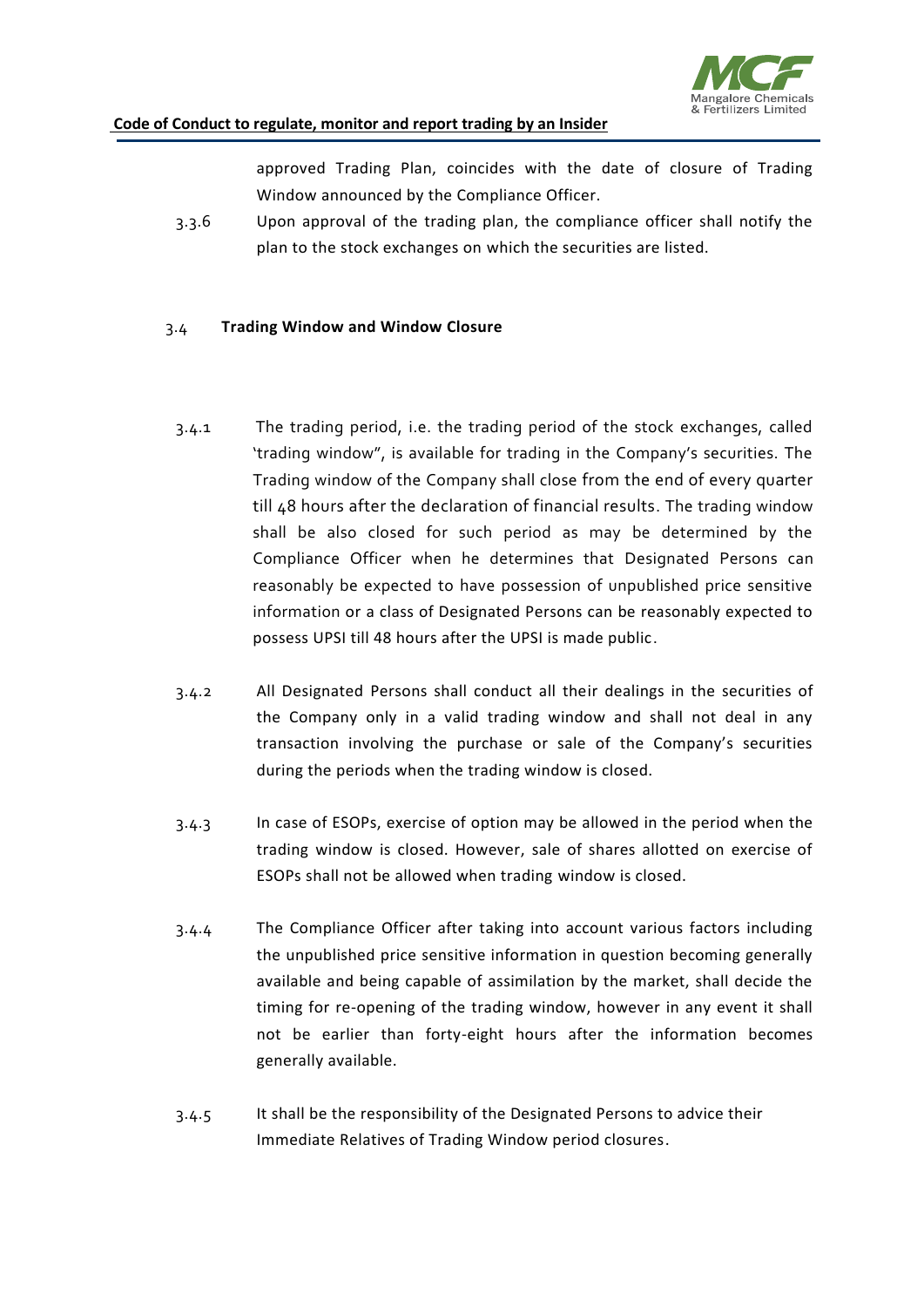approved Trading Plan, coincides with the date of closure of Trading Window announced by the Compliance Officer.

3.3.6 Upon approval of the trading plan, the compliance officer shall notify the plan to the stock exchanges on which the securities are listed.

### 3.4 Trading Window and Window Closure

3.4.1 The trading period, i.e. the trading period of the stock exchanges, called 'trading window", is available for trading in the Company's securities. The Trading window of the Company shall close from the end of every quarter till 48 hours after the declaration of financial results. The trading window shall be also closed for such period as may be determined by the Compliance Officer when he determines that Designated Persons can reasonably be expected to have possession of unpublished price sensitive information or a class of Designated Persons can be reasonably expected to possess UPSI till 48 hours after the UPSI is made public.

3.4.2 All Designated Persons shall conduct all their dealings in the securities of the Company only in a valid trading window and shall not deal in any transaction involving the purchase or sale of the Company's securities during the periods when the trading window is closed.

3.4.3 In case of ESOPs, exercise of option may be allowed in the period when the trading window is closed. However, sale of shares allotted on exercise of ESOPs shall not be allowed when trading window is closed.

3.4.4 The Compliance Officer after taking into account various factors including the unpublished price sensitive information in question becoming generally available and being capable of assimilation by the market, shall decide the timing for re-opening of the trading window, however in any event it shall not be earlier than forty-eight hours after the information becomes generally available.

3.4.5 It shall be the responsibility of the Designated Persons to advice their Immediate Relatives of Trading Window period closures.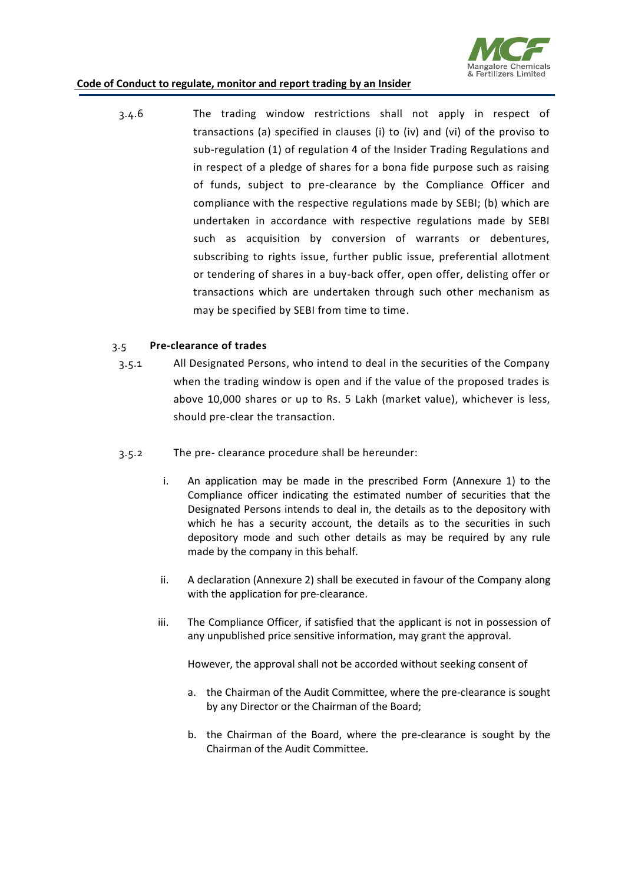3.4.6 The trading window restrictions shall not apply in respect of transactions (a) specified in clauses (i) to (iv) and (vi) of the proviso to sub-regulation (1) of regulation 4 of the Insider Trading Regulations and in respect of a pledge of shares for a bona fide purpose such as raising of funds, subject to pre-clearance by the Compliance Officer and compliance with the respective regulations made by SEBI; (b) which are undertaken in accordance with respective regulations made by SEBI such as acquisition by conversion of warrants or debentures, subscribing to rights issue, further public issue, preferential allotment or tendering of shares in a buy-back offer, open offer, delisting offer or transactions which are undertaken through such other mechanism as may be specified by SEBI from time to time.

### 3.5 **Pre-clearance of trades**

3.5.1 All Designated Persons, who intend to deal in the securities of the Company when the trading window is open and if the value of the proposed trades is above 10,000 shares or up to Rs. 5 Lakh (market value), whichever is less, should pre-clear the transaction.

3.5.2 The pre- clearance procedure shall be hereunder:

i. An application may be made in the prescribed Form (Annexure 1) to the Compliance officer indicating the estimated number of securities that the Designated Persons intends to deal in, the details as to the depository with which he has a security account, the details as to the securities in such depository mode and such other details as may be required by any rule made by the company in this behalf.

ii. A declaration (Annexure 2) shall be executed in favour of the Company along with the application for pre-clearance.

iii. The Compliance Officer, if satisfied that the applicant is not in possession of any unpublished price sensitive information, may grant the approval.

   However, the approval shall not be accorded without seeking consent of

   a. the Chairman of the Audit Committee, where the pre-clearance is sought by any Director or the Chairman of the Board;

   b. the Chairman of the Board, where the pre-clearance is sought by the Chairman of the Audit Committee.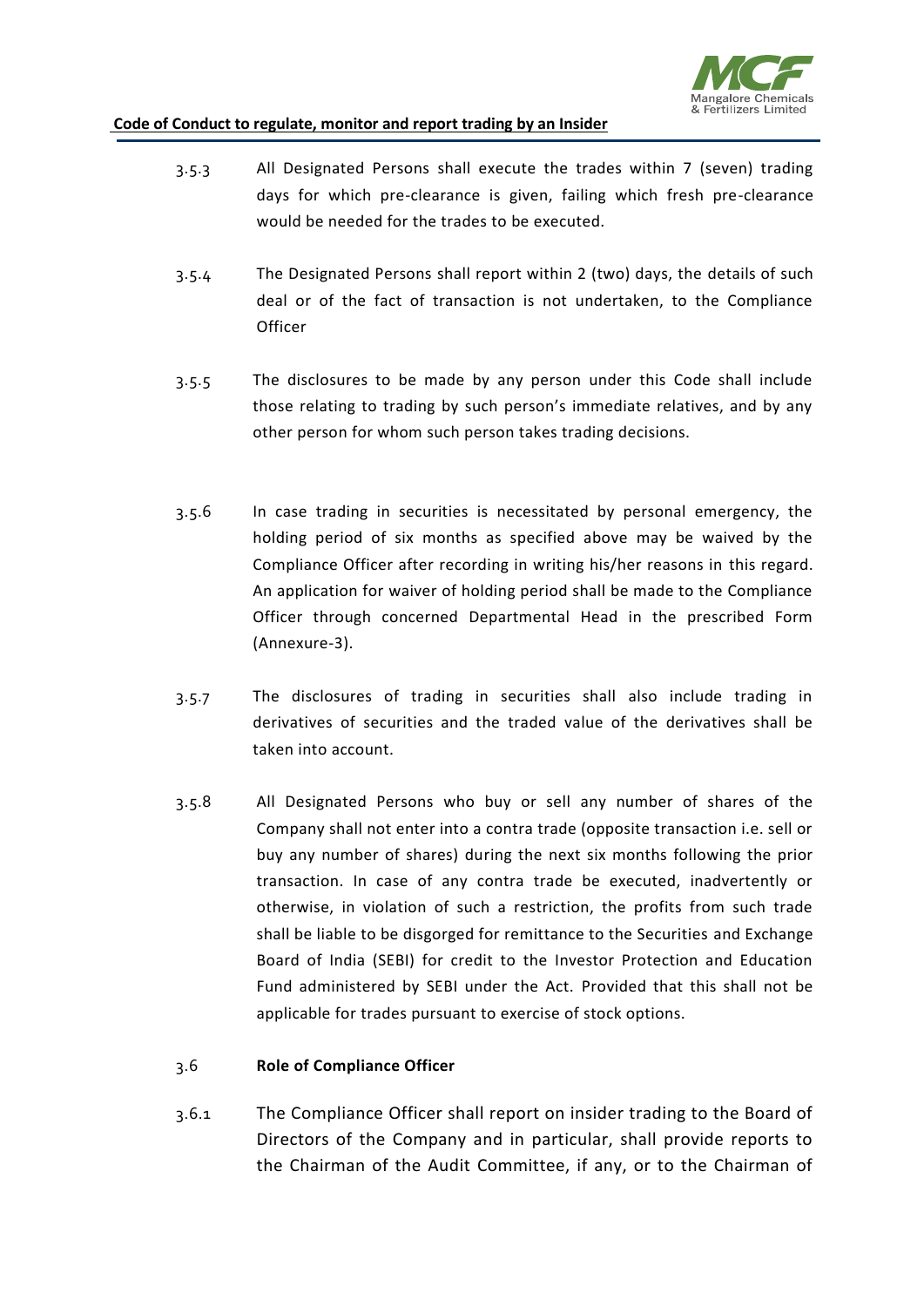3.5.3 All Designated Persons shall execute the trades within 7 (seven) trading days for which pre-clearance is given, failing which fresh pre-clearance would be needed for the trades to be executed.

3.5.4 The Designated Persons shall report within 2 (two) days, the details of such deal or of the fact of transaction is not undertaken, to the Compliance Officer

3.5.5 The disclosures to be made by any person under this Code shall include those relating to trading by such person's immediate relatives, and by any other person for whom such person takes trading decisions.

3.5.6 In case trading in securities is necessitated by personal emergency, the holding period of six months as specified above may be waived by the Compliance Officer after recording in writing his/her reasons in this regard. An application for waiver of holding period shall be made to the Compliance Officer through concerned Departmental Head in the prescribed Form (Annexure-3).

3.5.7 The disclosures of trading in securities shall also include trading in derivatives of securities and the traded value of the derivatives shall be taken into account.

3.5.8 All Designated Persons who buy or sell any number of shares of the Company shall not enter into a contra trade (opposite transaction i.e. sell or buy any number of shares) during the next six months following the prior transaction. In case of any contra trade be executed, inadvertently or otherwise, in violation of such a restriction, the profits from such trade shall be liable to be disgorged for remittance to the Securities and Exchange Board of India (SEBI) for credit to the Investor Protection and Education Fund administered by SEBI under the Act. Provided that this shall not be applicable for trades pursuant to exercise of stock options.

### 3.6 Role of Compliance Officer

3.6.1 The Compliance Officer shall report on insider trading to the Board of Directors of the Company and in particular, shall provide reports to the Chairman of the Audit Committee, if any, or to the Chairman of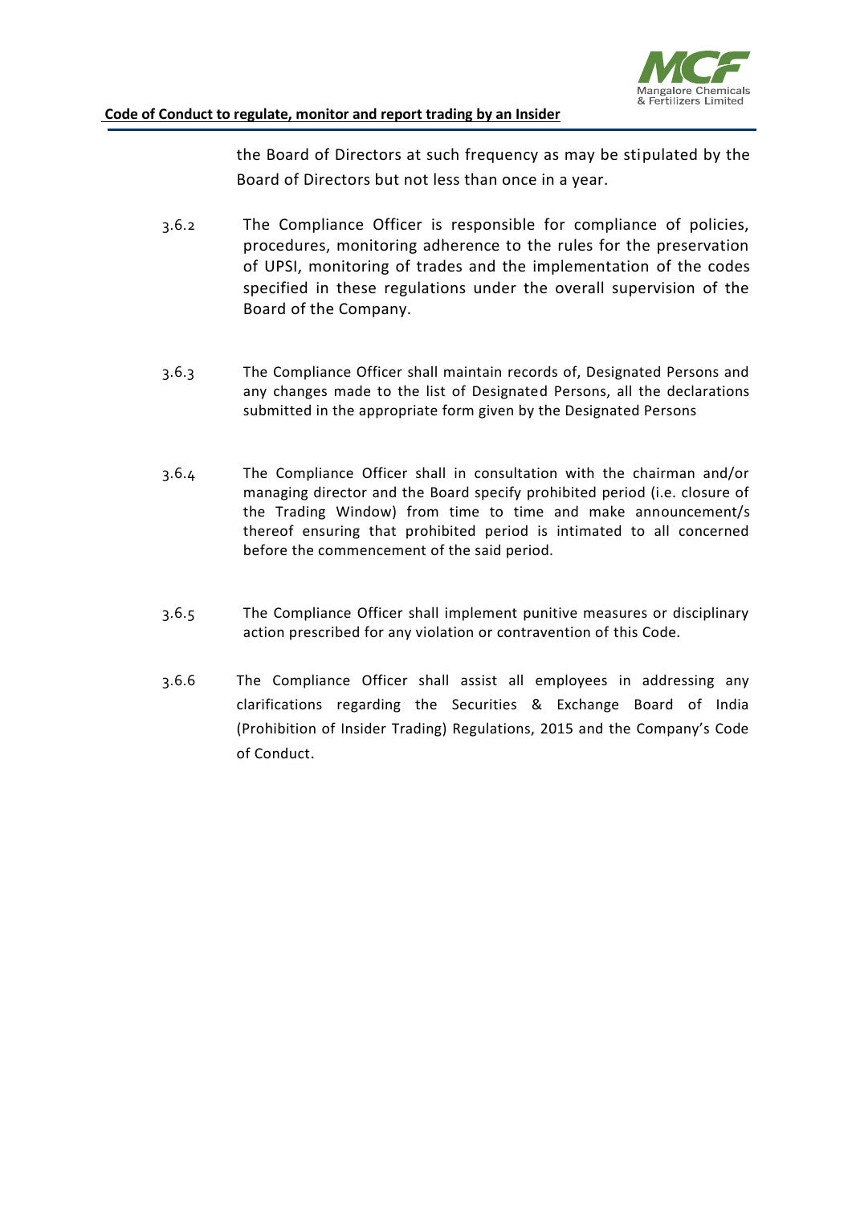the Board of Directors at such frequency as may be stipulated by the Board of Directors but not less than once in a year.

3.6.2 The Compliance Officer is responsible for compliance of policies, procedures, monitoring adherence to the rules for the preservation of UPSI, monitoring of trades and the implementation of the codes specified in these regulations under the overall supervision of the Board of the Company.

3.6.3 The Compliance Officer shall maintain records of, Designated Persons and any changes made to the list of Designated Persons, all the declarations submitted in the appropriate form given by the Designated Persons

3.6.4 The Compliance Officer shall in consultation with the chairman and/or managing director and the Board specify prohibited period (i.e. closure of the Trading Window) from time to time and make announcement/s thereof ensuring that prohibited period is intimated to all concerned before the commencement of the said period.

3.6.5 The Compliance Officer shall implement punitive measures or disciplinary action prescribed for any violation or contravention of this Code.

3.6.6 The Compliance Officer shall assist all employees in addressing any clarifications regarding the Securities & Exchange Board of India (Prohibition of Insider Trading) Regulations, 2015 and the Company's Code of Conduct.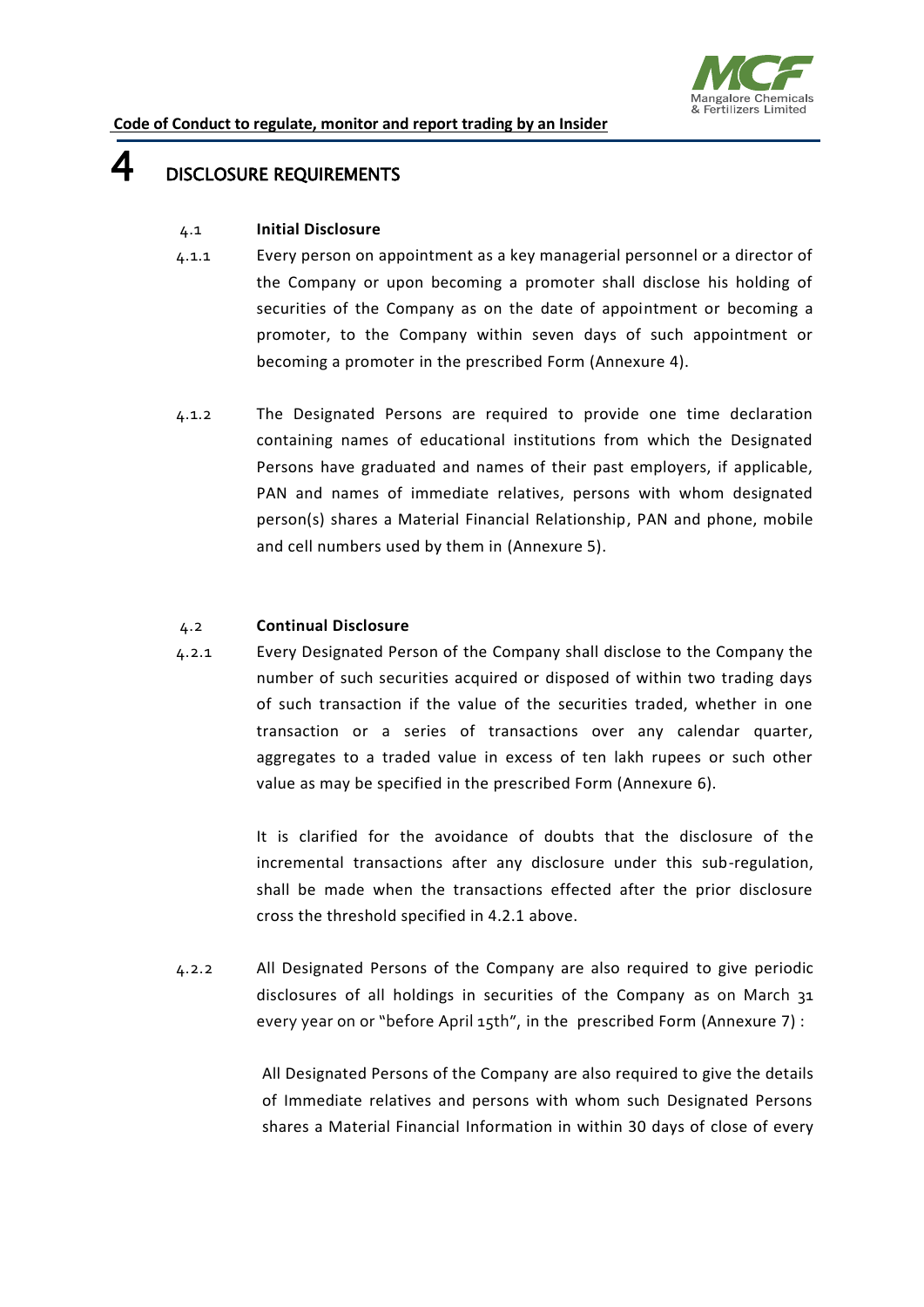# 4 DISCLOSURE REQUIREMENTS

**4.1 Initial Disclosure**

4.1.1 Every person on appointment as a key managerial personnel or a director of the Company or upon becoming a promoter shall disclose his holding of securities of the Company as on the date of appointment or becoming a promoter, to the Company within seven days of such appointment or becoming a promoter in the prescribed Form (Annexure 4).

4.1.2 The Designated Persons are required to provide one time declaration containing names of educational institutions from which the Designated Persons have graduated and names of their past employers, if applicable, PAN and names of immediate relatives, persons with whom designated person(s) shares a Material Financial Relationship, PAN and phone, mobile and cell numbers used by them in (Annexure 5).

**4.2 Continual Disclosure**

4.2.1 Every Designated Person of the Company shall disclose to the Company the number of such securities acquired or disposed of within two trading days of such transaction if the value of the securities traded, whether in one transaction or a series of transactions over any calendar quarter, aggregates to a traded value in excess of ten lakh rupees or such other value as may be specified in the prescribed Form (Annexure 6).

It is clarified for the avoidance of doubts that the disclosure of the incremental transactions after any disclosure under this sub-regulation, shall be made when the transactions effected after the prior disclosure cross the threshold specified in 4.2.1 above.

4.2.2 All Designated Persons of the Company are also required to give periodic disclosures of all holdings in securities of the Company as on March 31 every year on or "before April 15th", in the prescribed Form (Annexure 7) :

All Designated Persons of the Company are also required to give the details of Immediate relatives and persons with whom such Designated Persons shares a Material Financial Information in within 30 days of close of every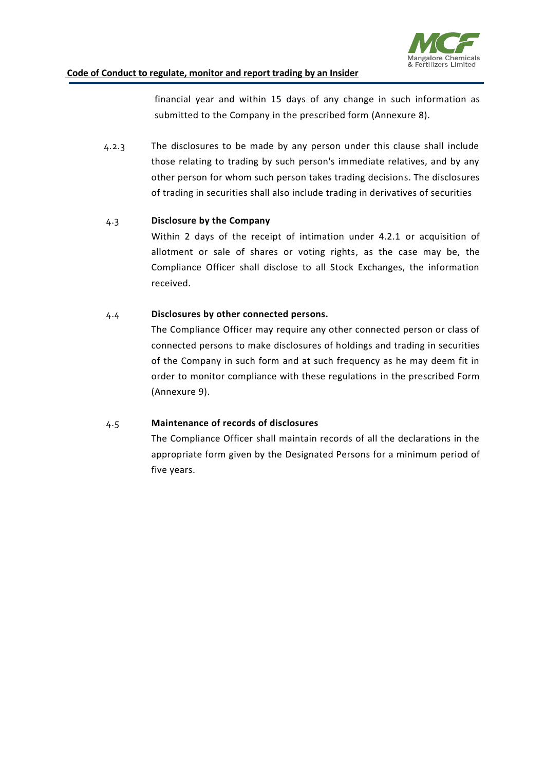financial year and within 15 days of any change in such information as submitted to the Company in the prescribed form (Annexure 8).

4.2.3 The disclosures to be made by any person under this clause shall include those relating to trading by such person's immediate relatives, and by any other person for whom such person takes trading decisions. The disclosures of trading in securities shall also include trading in derivatives of securities

4.3 **Disclosure by the Company**

Within 2 days of the receipt of intimation under 4.2.1 or acquisition of allotment or sale of shares or voting rights, as the case may be, the Compliance Officer shall disclose to all Stock Exchanges, the information received.

4.4 **Disclosures by other connected persons.**

The Compliance Officer may require any other connected person or class of connected persons to make disclosures of holdings and trading in securities of the Company in such form and at such frequency as he may deem fit in order to monitor compliance with these regulations in the prescribed Form (Annexure 9).

4.5 **Maintenance of records of disclosures**

The Compliance Officer shall maintain records of all the declarations in the appropriate form given by the Designated Persons for a minimum period of five years.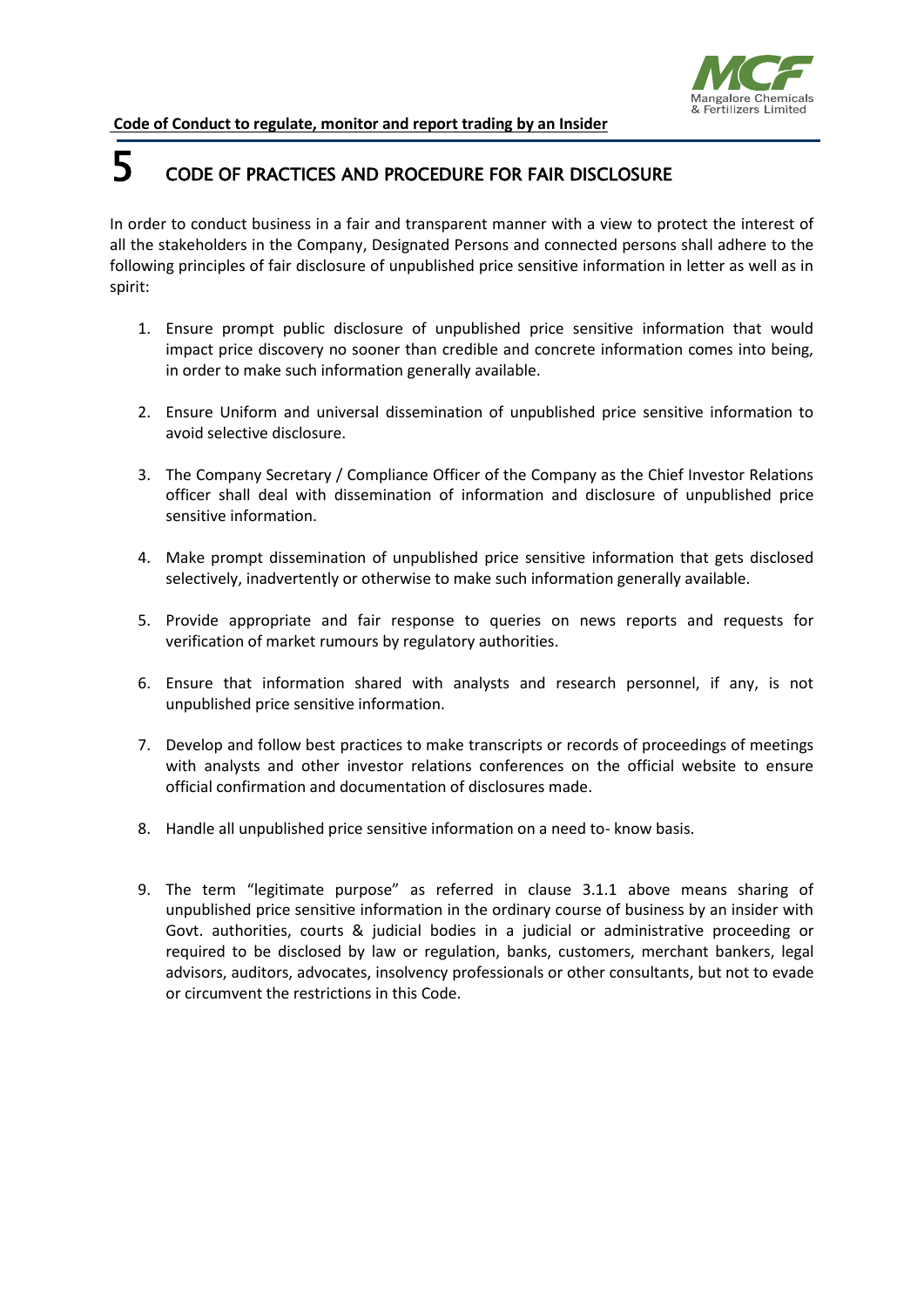# 5 CODE OF PRACTICES AND PROCEDURE FOR FAIR DISCLOSURE

In order to conduct business in a fair and transparent manner with a view to protect the interest of all the stakeholders in the Company, Designated Persons and connected persons shall adhere to the following principles of fair disclosure of unpublished price sensitive information in letter as well as in spirit:

1. Ensure prompt public disclosure of unpublished price sensitive information that would impact price discovery no sooner than credible and concrete information comes into being, in order to make such information generally available.

2. Ensure Uniform and universal dissemination of unpublished price sensitive information to avoid selective disclosure.

3. The Company Secretary / Compliance Officer of the Company as the Chief Investor Relations officer shall deal with dissemination of information and disclosure of unpublished price sensitive information.

4. Make prompt dissemination of unpublished price sensitive information that gets disclosed selectively, inadvertently or otherwise to make such information generally available.

5. Provide appropriate and fair response to queries on news reports and requests for verification of market rumours by regulatory authorities.

6. Ensure that information shared with analysts and research personnel, if any, is not unpublished price sensitive information.

7. Develop and follow best practices to make transcripts or records of proceedings of meetings with analysts and other investor relations conferences on the official website to ensure official confirmation and documentation of disclosures made.

8. Handle all unpublished price sensitive information on a need to- know basis.

9. The term "legitimate purpose" as referred in clause 3.1.1 above means sharing of unpublished price sensitive information in the ordinary course of business by an insider with Govt. authorities, courts & judicial bodies in a judicial or administrative proceeding or required to be disclosed by law or regulation, banks, customers, merchant bankers, legal advisors, auditors, advocates, insolvency professionals or other consultants, but not to evade or circumvent the restrictions in this Code.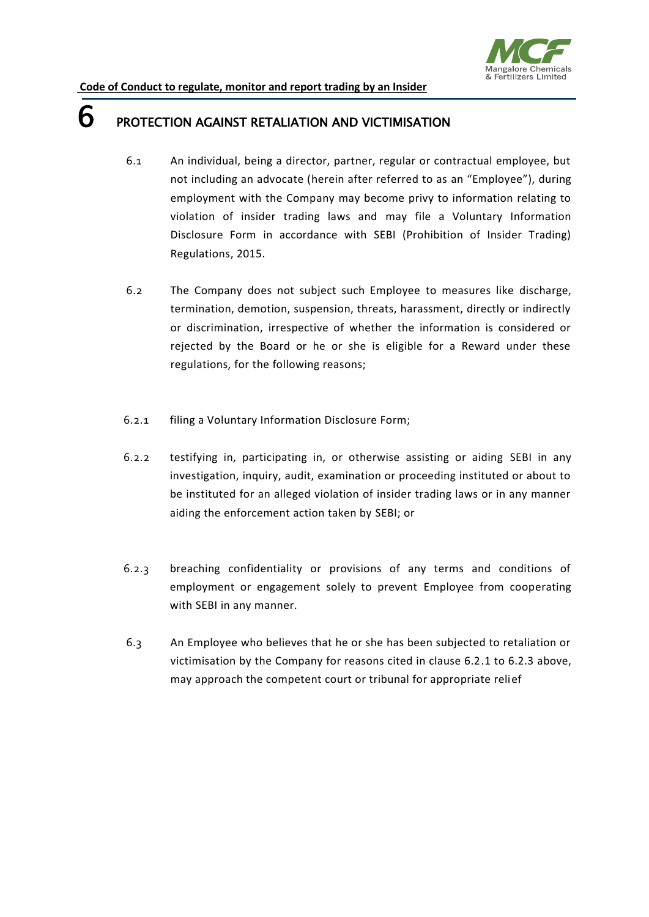# 6 PROTECTION AGAINST RETALIATION AND VICTIMISATION

6.1 An individual, being a director, partner, regular or contractual employee, but not including an advocate (herein after referred to as an "Employee"), during employment with the Company may become privy to information relating to violation of insider trading laws and may file a Voluntary Information Disclosure Form in accordance with SEBI (Prohibition of Insider Trading) Regulations, 2015.

6.2 The Company does not subject such Employee to measures like discharge, termination, demotion, suspension, threats, harassment, directly or indirectly or discrimination, irrespective of whether the information is considered or rejected by the Board or he or she is eligible for a Reward under these regulations, for the following reasons;

6.2.1 filing a Voluntary Information Disclosure Form;

6.2.2 testifying in, participating in, or otherwise assisting or aiding SEBI in any investigation, inquiry, audit, examination or proceeding instituted or about to be instituted for an alleged violation of insider trading laws or in any manner aiding the enforcement action taken by SEBI; or

6.2.3 breaching confidentiality or provisions of any terms and conditions of employment or engagement solely to prevent Employee from cooperating with SEBI in any manner.

6.3 An Employee who believes that he or she has been subjected to retaliation or victimisation by the Company for reasons cited in clause 6.2.1 to 6.2.3 above, may approach the competent court or tribunal for appropriate relief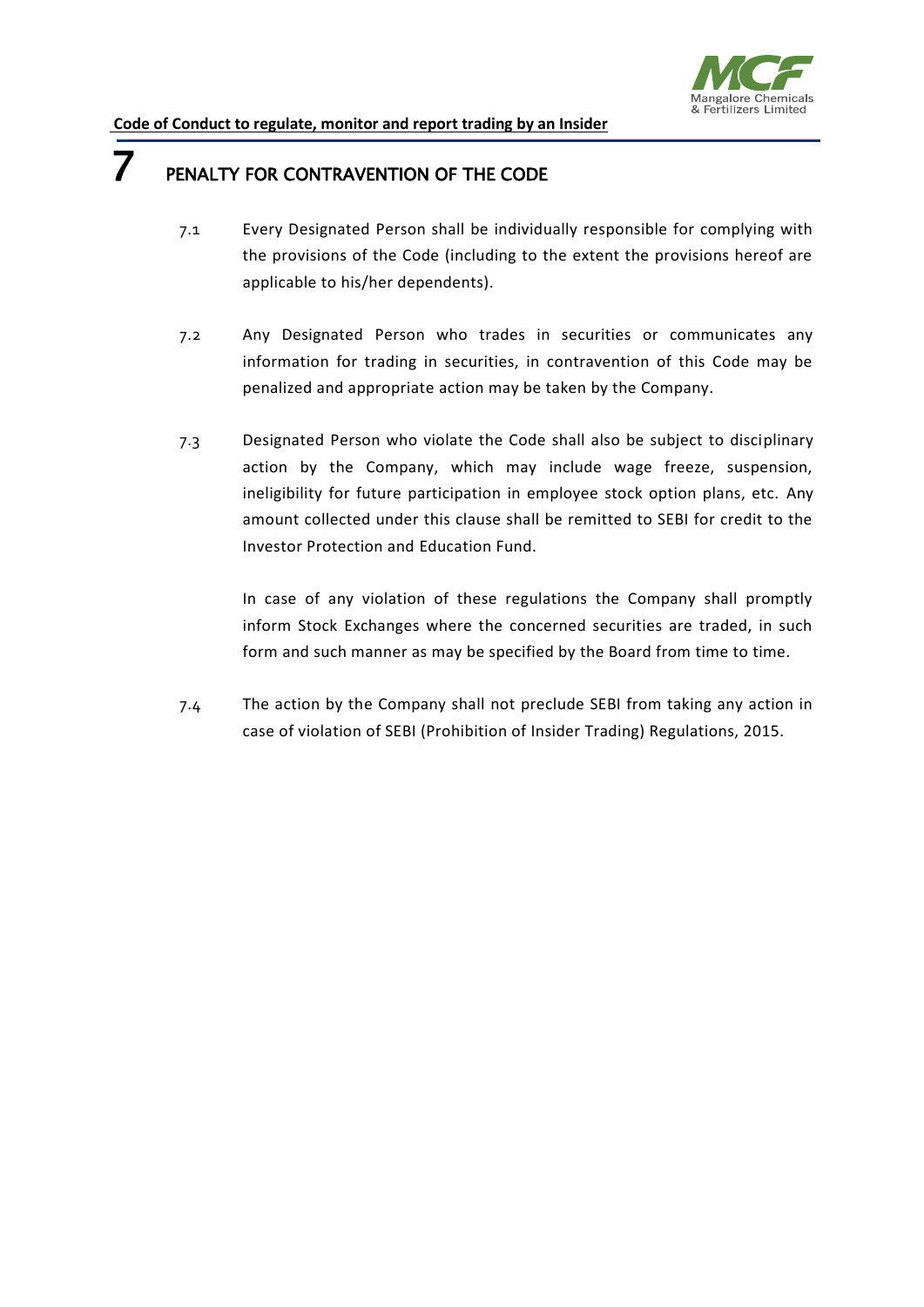# 7 PENALTY FOR CONTRAVENTION OF THE CODE

7.1 Every Designated Person shall be individually responsible for complying with the provisions of the Code (including to the extent the provisions hereof are applicable to his/her dependents).

7.2 Any Designated Person who trades in securities or communicates any information for trading in securities, in contravention of this Code may be penalized and appropriate action may be taken by the Company.

7.3 Designated Person who violate the Code shall also be subject to disciplinary action by the Company, which may include wage freeze, suspension, ineligibility for future participation in employee stock option plans, etc. Any amount collected under this clause shall be remitted to SEBI for credit to the Investor Protection and Education Fund.

In case of any violation of these regulations the Company shall promptly inform Stock Exchanges where the concerned securities are traded, in such form and such manner as may be specified by the Board from time to time.

7.4 The action by the Company shall not preclude SEBI from taking any action in case of violation of SEBI (Prohibition of Insider Trading) Regulations, 2015.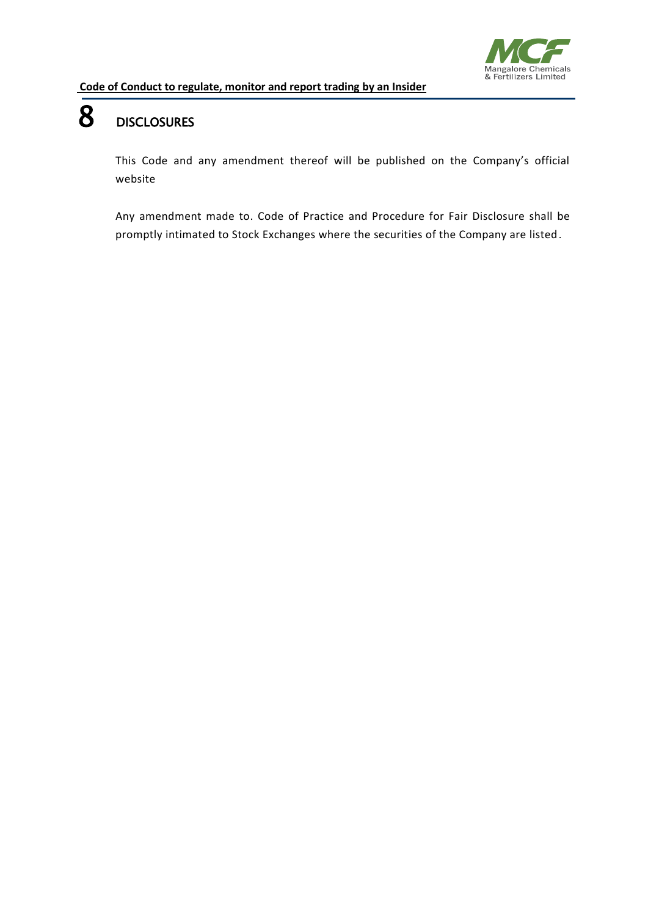# 8 DISCLOSURES

This Code and any amendment thereof will be published on the Company's official website

Any amendment made to. Code of Practice and Procedure for Fair Disclosure shall be promptly intimated to Stock Exchanges where the securities of the Company are listed.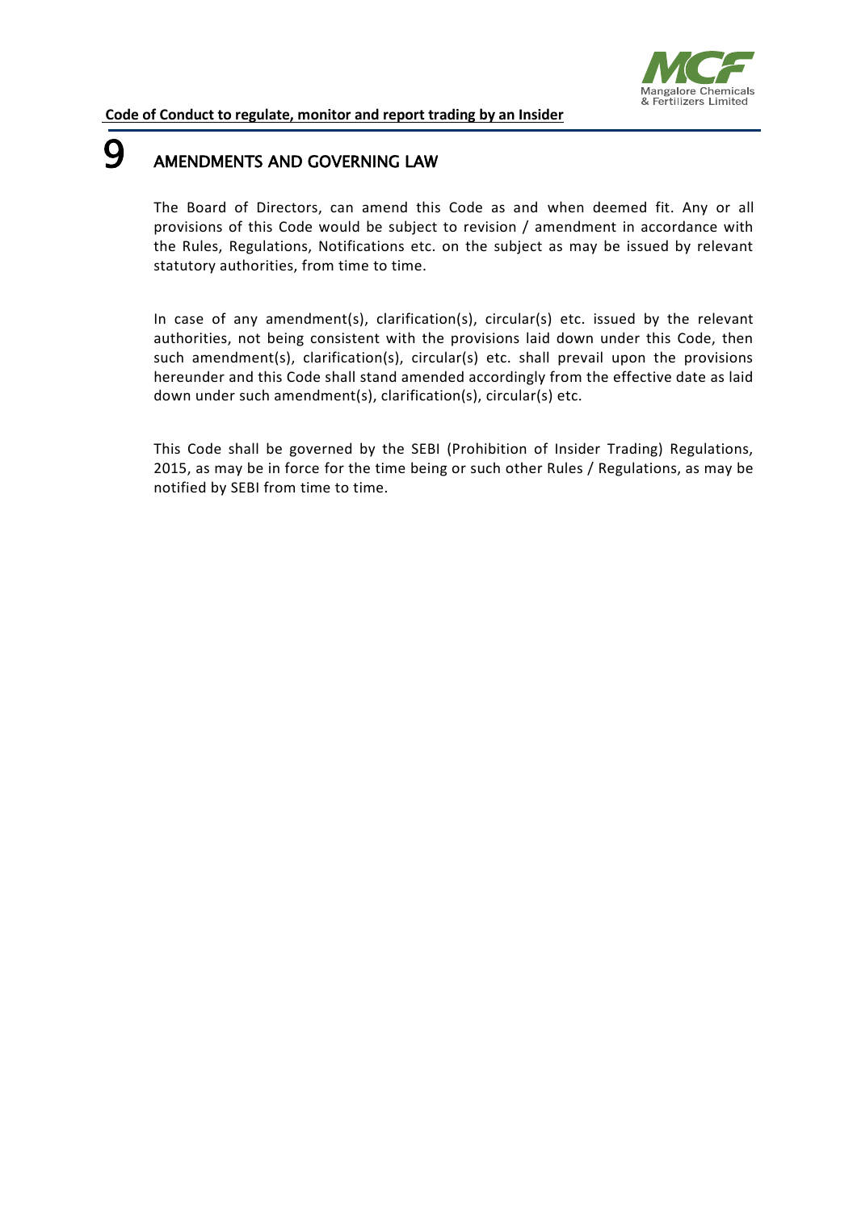# 9 AMENDMENTS AND GOVERNING LAW

The Board of Directors, can amend this Code as and when deemed fit. Any or all provisions of this Code would be subject to revision / amendment in accordance with the Rules, Regulations, Notifications etc. on the subject as may be issued by relevant statutory authorities, from time to time.

In case of any amendment(s), clarification(s), circular(s) etc. issued by the relevant authorities, not being consistent with the provisions laid down under this Code, then such amendment(s), clarification(s), circular(s) etc. shall prevail upon the provisions hereunder and this Code shall stand amended accordingly from the effective date as laid down under such amendment(s), clarification(s), circular(s) etc.

This Code shall be governed by the SEBI (Prohibition of Insider Trading) Regulations, 2015, as may be in force for the time being or such other Rules / Regulations, as may be notified by SEBI from time to time.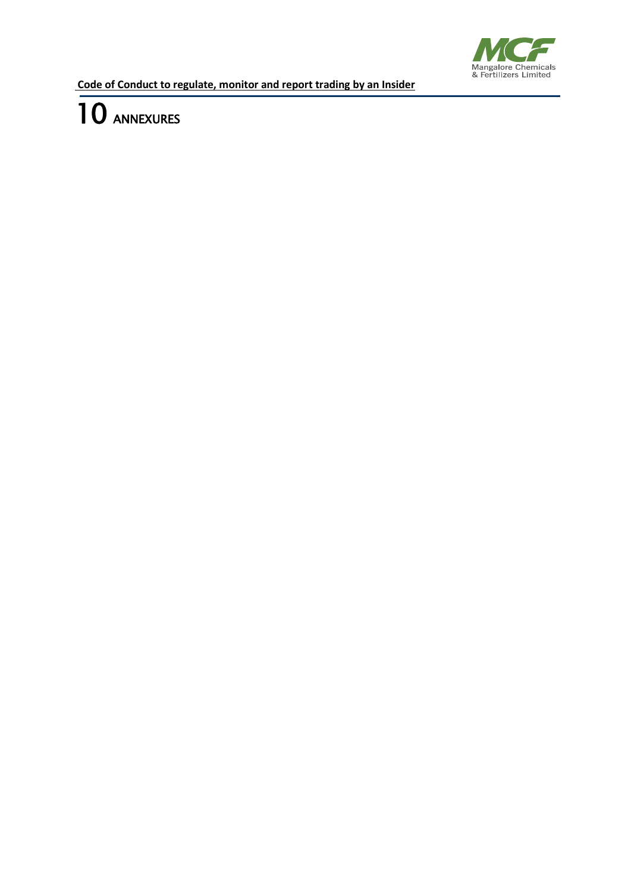# 10 ANNEXURES